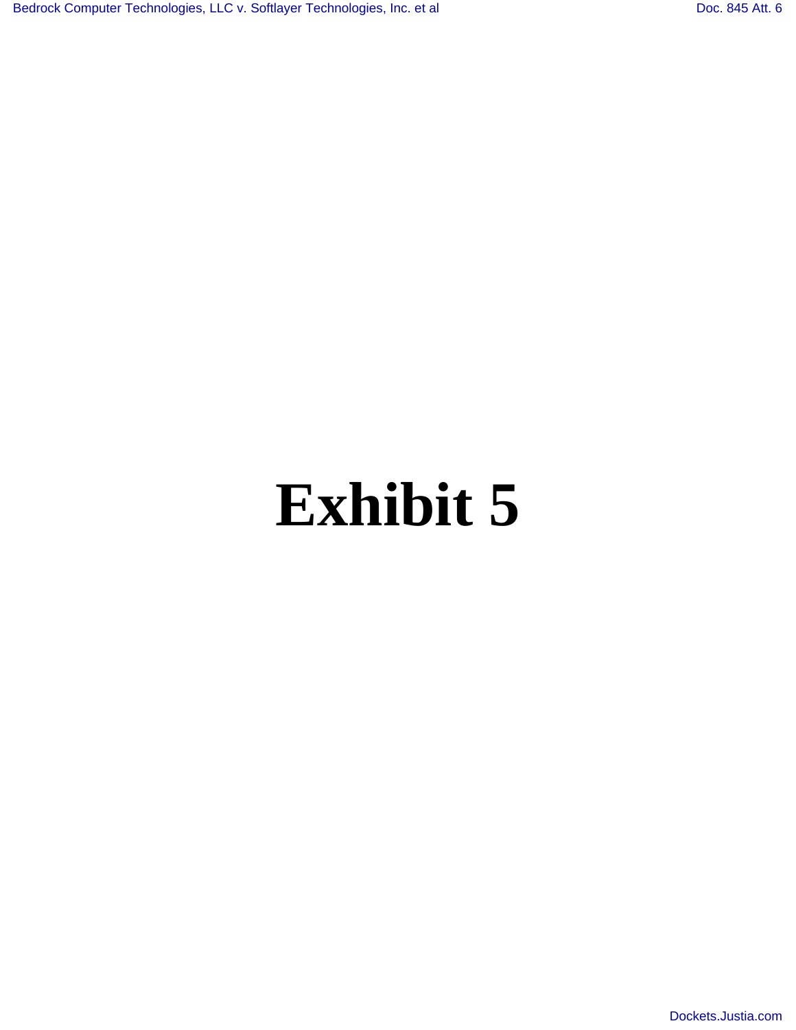# Exhibit 5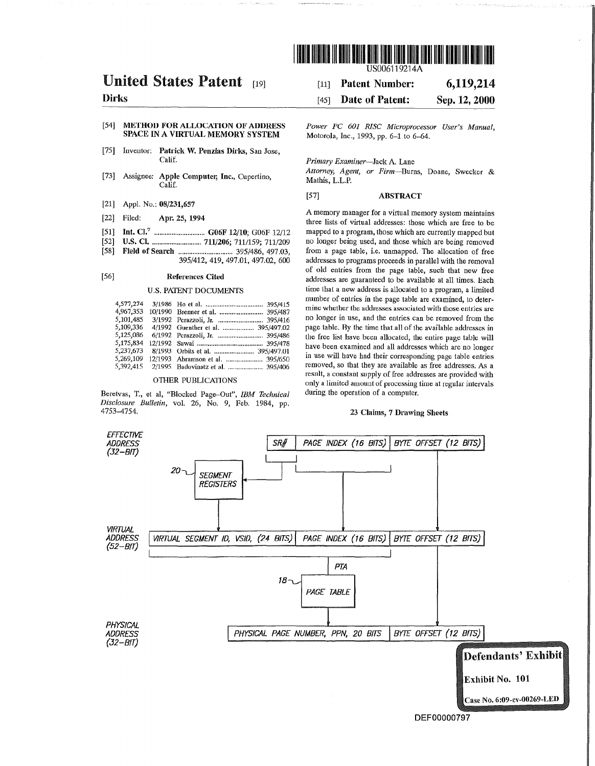US006119214A

# United States Patent [19]

**Dirks**

[11] **Patent Number: 6,119,214**

[45] **Date of Patent: Sep. 12, 2000**

[54] **METHOD FOR ALLOCATION OF ADDRESS SPACE IN A VIRTUAL MEMORY SYSTEM**

[75] Inventor: **Patrick W. Penzias Dirks**, San Jose, Calif.

[73] Assignee: **Apple Computer, Inc.**, Cupertino, Calif.

[21] Appl. No.: **08/231,657**

[22] Filed: **Apr. 25, 1994**

[51] **Int. Cl.⁷** ............................ **G06F 12/10**; G06F 12/12

[52] **U.S. Cl.** ........................... **711/206**; 711/159; 711/209

[58] **Field of Search** .............................. 395/486, 497.03, 395/412, 419, 497.01, 497.02, 600

[56] **References Cited**

U.S. PATENT DOCUMENTS

| | | | |
|---|---|---|---|
| 4,577,274 | 3/1986 | Ho et al. | 395/415 |
| 4,967,353 | 10/1990 | Brenner et al. | 395/487 |
| 5,101,485 | 3/1992 | Perazzoli, Jr. | 395/416 |
| 5,109,336 | 4/1992 | Guenther et al. | 395/497.02 |
| 5,125,086 | 6/1992 | Perazzoli, Jr. | 395/486 |
| 5,175,834 | 12/1992 | Sawai | 395/478 |
| 5,237,673 | 8/1993 | Orbits et al. | 395/497.01 |
| 5,269,109 | 12/1993 | Abramson et al. | 395/650 |
| 5,392,415 | 2/1995 | Badovinatz et al. | 395/406 |

OTHER PUBLICATIONS

Beretvas, T., et al, "Blocked Page-Out", *IBM Technical Disclosure Bulletin*, vol. 26, No. 9, Feb. 1984, pp. 4753–4754.

*Power PC 601 RISC Microprocessor User's Manual*, Motorola, Inc., 1993, pp. 6–1 to 6–64.

*Primary Examiner*—Jack A. Lane
*Attorney, Agent, or Firm*—Burns, Doane, Swecker & Mathis, L.L.P.

[57] **ABSTRACT**

A memory manager for a virtual memory system maintains three lists of virtual addresses: those which are free to be mapped to a program, those which are currently mapped but no longer being used, and those which are being removed from a page table, i.e. unmapped. The allocation of free addresses to programs proceeds in parallel with the removal of old entries from the page table, such that new free addresses are guaranteed to be available at all times. Each time that a new address is allocated to a program, a limited number of entries in the page table are examined, to determine whether the addresses associated with those entries are no longer in use, and the entries can be removed from the page table. By the time that all of the available addresses in the free list have been allocated, the entire page table will have been examined and all addresses which are no longer in use will have had their corresponding page table entries removed, so that they are available as free addresses. As a result, a constant supply of free addresses are provided with only a limited amount of processing time at regular intervals during the operation of a computer.

**23 Claims, 7 Drawing Sheets**

EFFECTIVE ADDRESS (32-BIT) | SR# | PAGE INDEX (16 BITS) | BYTE OFFSET (12 BITS)

20 SEGMENT REGISTERS

VIRTUAL ADDRESS (52-BIT) | VIRTUAL SEGMENT ID, VSID, (24 BITS) | PAGE INDEX (16 BITS) | BYTE OFFSET (12 BITS)

PTA

18 PAGE TABLE

PHYSICAL ADDRESS (32-BIT) | PHYSICAL PAGE NUMBER, PPN, 20 BITS | BYTE OFFSET (12 BITS)

Defendants' Exhibit
Exhibit No. 101
Case No. 6:09-cv-00269-LED

DEF00000797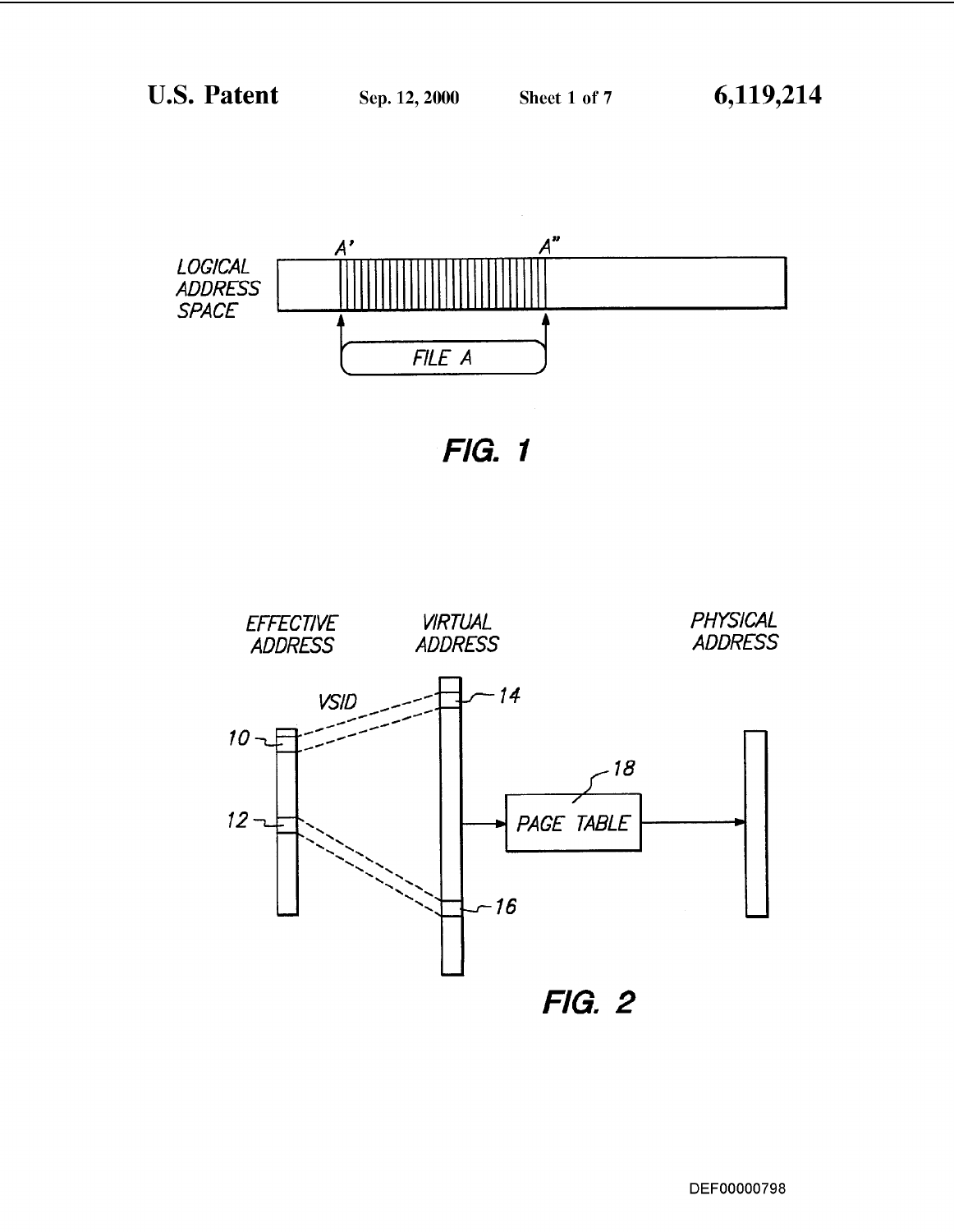LOGICAL ADDRESS SPACE

A'

A"

FILE A

**FIG. 1**

EFFECTIVE ADDRESS

VIRTUAL ADDRESS

PHYSICAL ADDRESS

VSID

10

12

14

16

18

PAGE TABLE

**FIG. 2**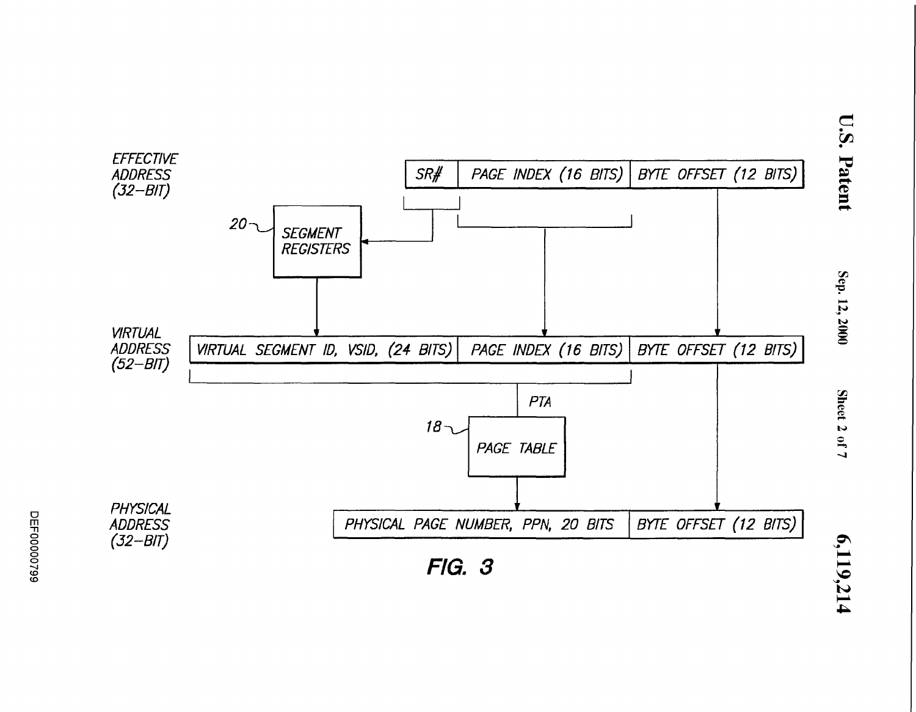EFFECTIVE ADDRESS (32-BIT)

| SR# | PAGE INDEX (16 BITS) | BYTE OFFSET (12 BITS) |
|---|---|---|

20 SEGMENT REGISTERS

VIRTUAL ADDRESS (52-BIT)

| VIRTUAL SEGMENT ID, VSID, (24 BITS) | PAGE INDEX (16 BITS) | BYTE OFFSET (12 BITS) |
|---|---|---|

PTA

18 PAGE TABLE

PHYSICAL ADDRESS (32-BIT)

| PHYSICAL PAGE NUMBER, PPN, 20 BITS | BYTE OFFSET (12 BITS) |
|---|---|

FIG. 3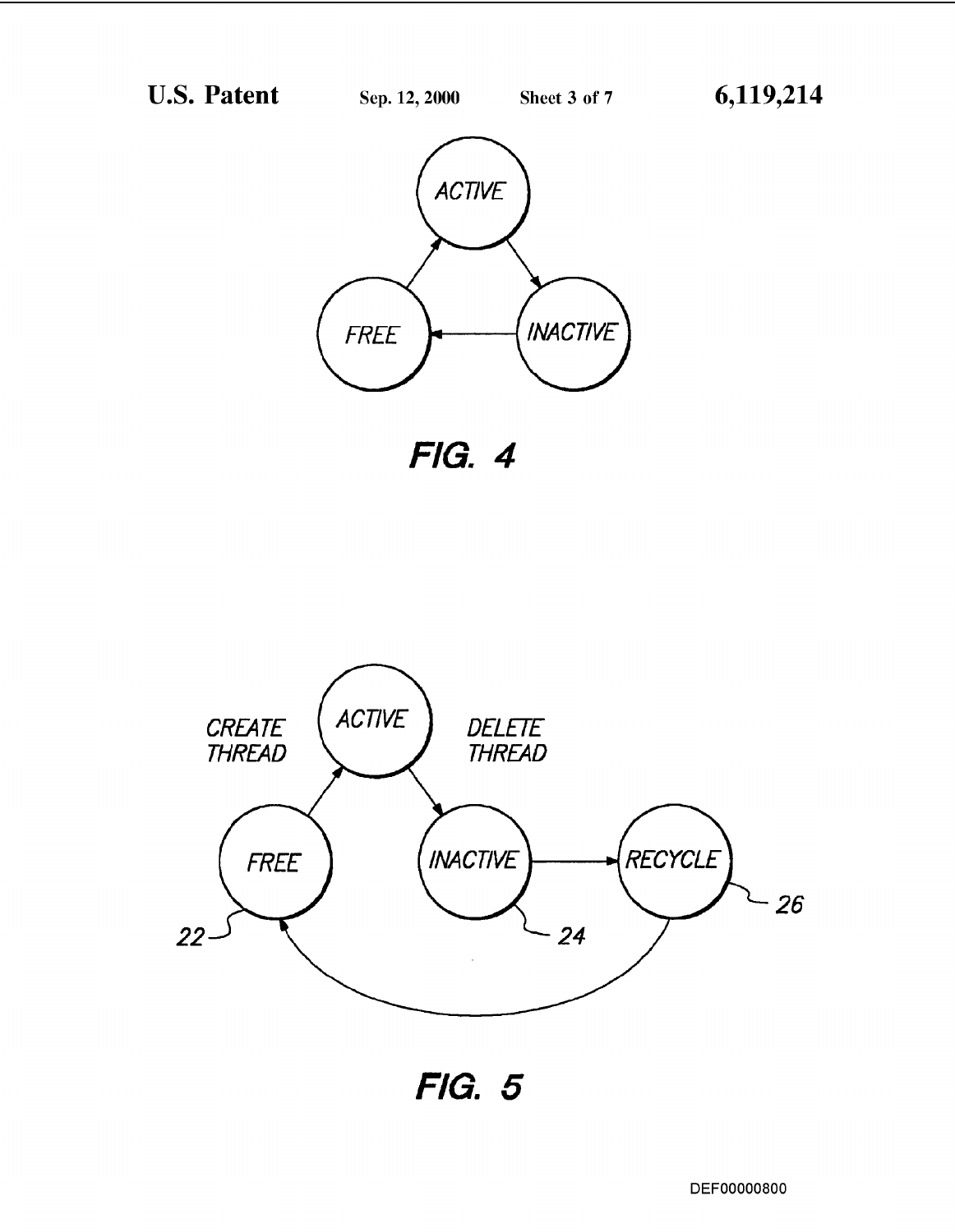ACTIVE

FREE

INACTIVE

**FIG. 4**

CREATE THREAD

ACTIVE

DELETE THREAD

FREE

INACTIVE

RECYCLE

22

24

26

**FIG. 5**

DEF00000800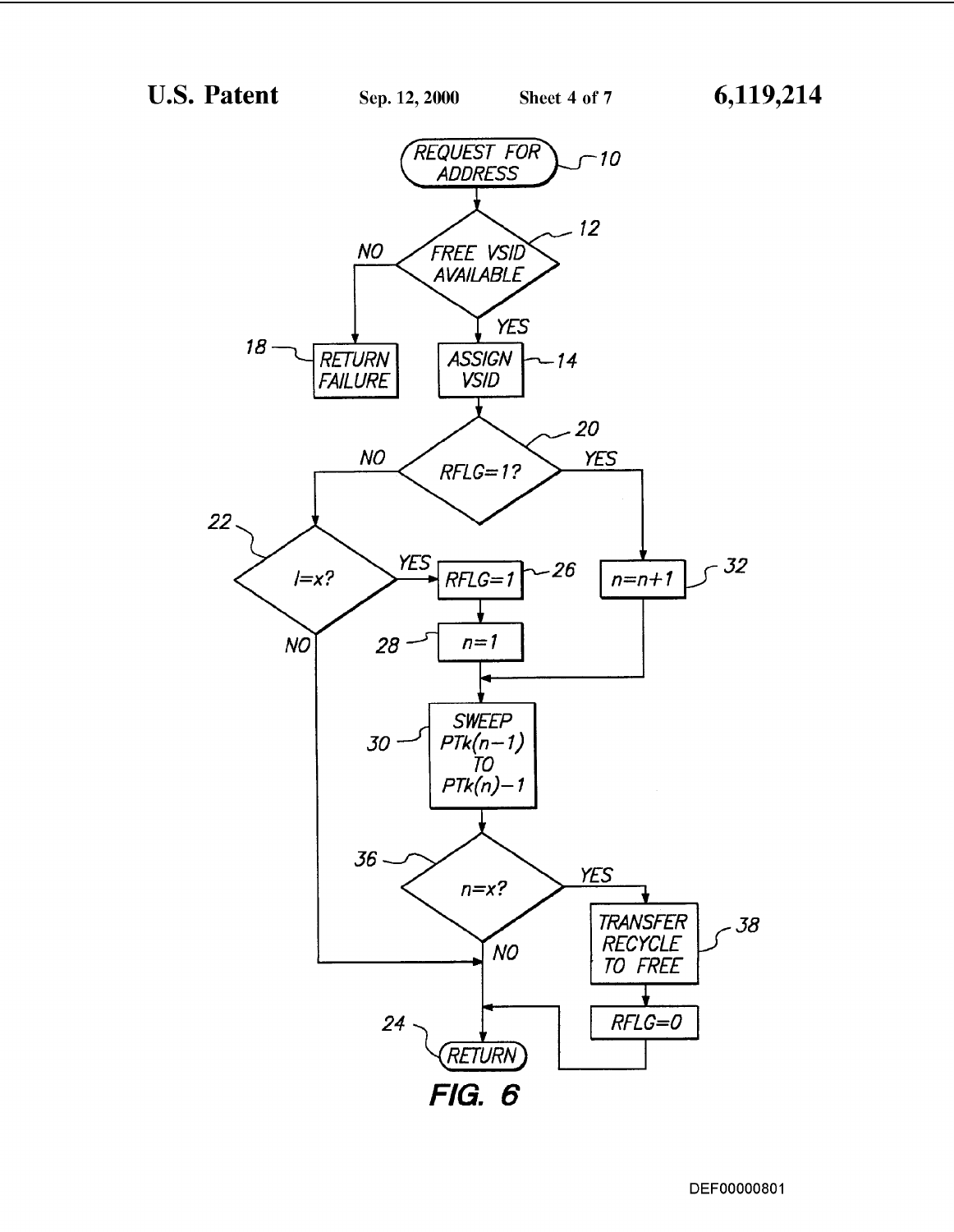REQUEST FOR ADDRESS (10)

FREE VSID AVAILABLE (12)

- NO → RETURN FAILURE (18)
- YES → ASSIGN VSID (14)

RFLG=1? (20)

- NO → $I=x?$ (22)
  - YES → RFLG=1 (26) → $n=1$ (28)
  - NO → RETURN (24)
- YES → $n=n+1$ (32)

SWEEP $PTk(n-1)$ TO $PTk(n)-1$ (30)

$n=x?$ (36)

- YES → TRANSFER RECYCLE TO FREE (38) → RFLG=0
- NO → RETURN (24)

RETURN (24)

**FIG. 6**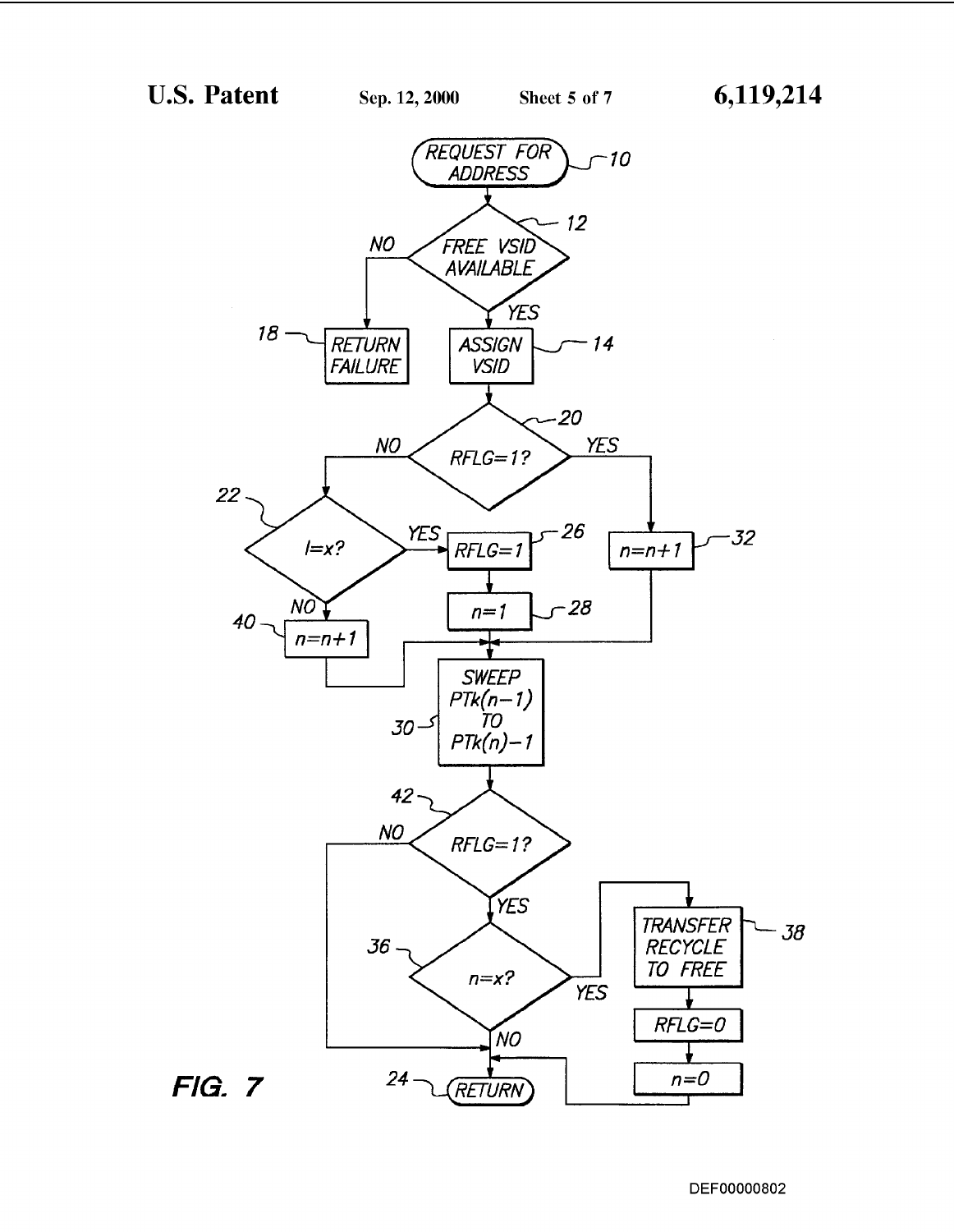REQUEST FOR ADDRESS — 10

FREE VSID AVAILABLE — 12

NO → RETURN FAILURE — 18

YES → ASSIGN VSID — 14

RFLG=1? — 20

NO → I=x? — 22

YES → RFLG=1 — 26

n=1 — 28

NO → n=n+1 — 40

YES (from 20) → n=n+1 — 32

SWEEP PTk(n−1) TO PTk(n)−1 — 30

RFLG=1? — 42

NO → RETURN — 24

YES → n=x? — 36

YES → TRANSFER RECYCLE TO FREE — 38

RFLG=0

n=0

NO → RETURN — 24

**FIG. 7**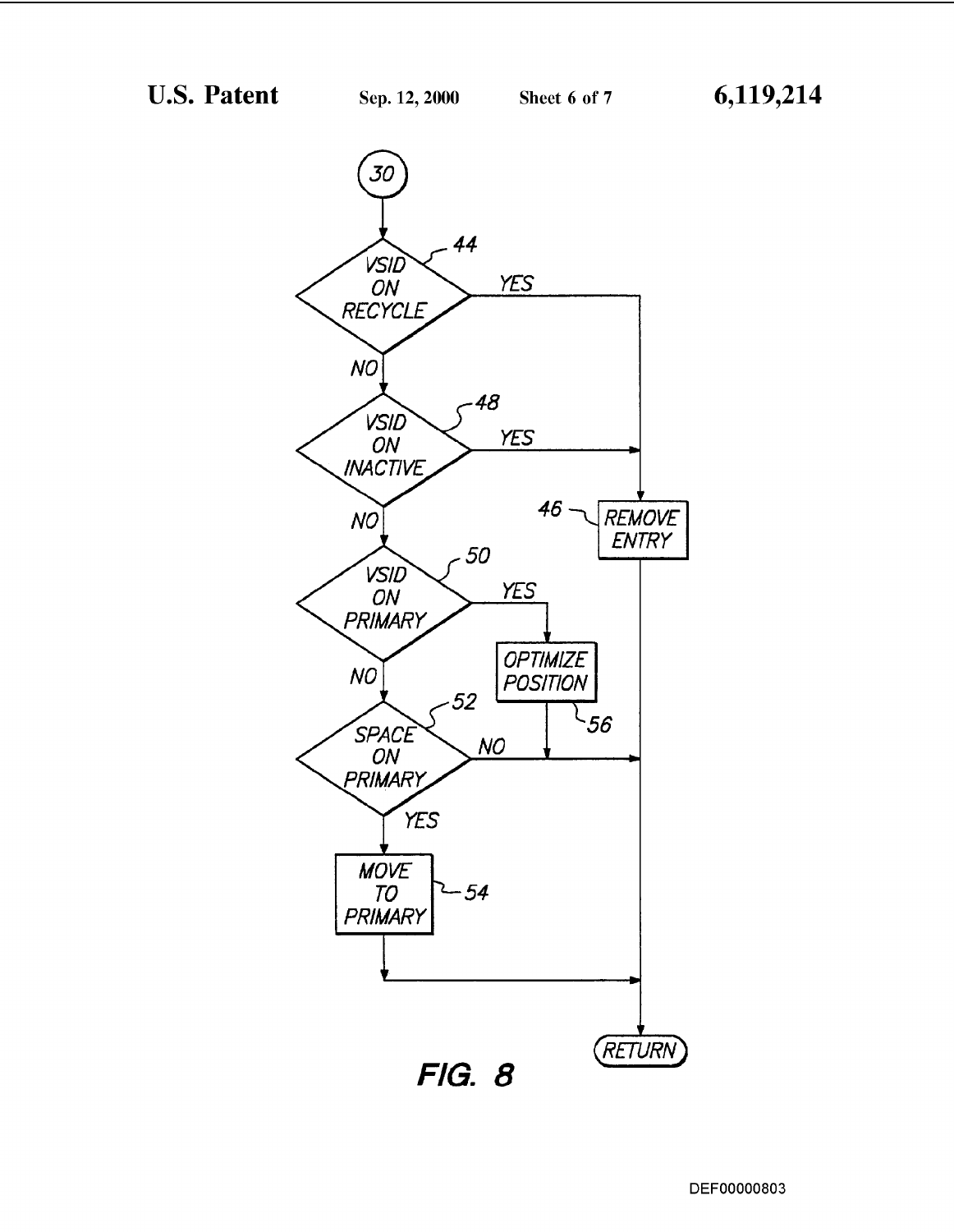30

44 — VSID ON RECYCLE — YES → 46 REMOVE ENTRY → RETURN

NO

48 — VSID ON INACTIVE — YES → 46 REMOVE ENTRY → RETURN

NO

50 — VSID ON PRIMARY — YES → 56 OPTIMIZE POSITION → RETURN

NO

52 — SPACE ON PRIMARY — NO → RETURN

YES

54 — MOVE TO PRIMARY → RETURN

RETURN

**FIG. 8**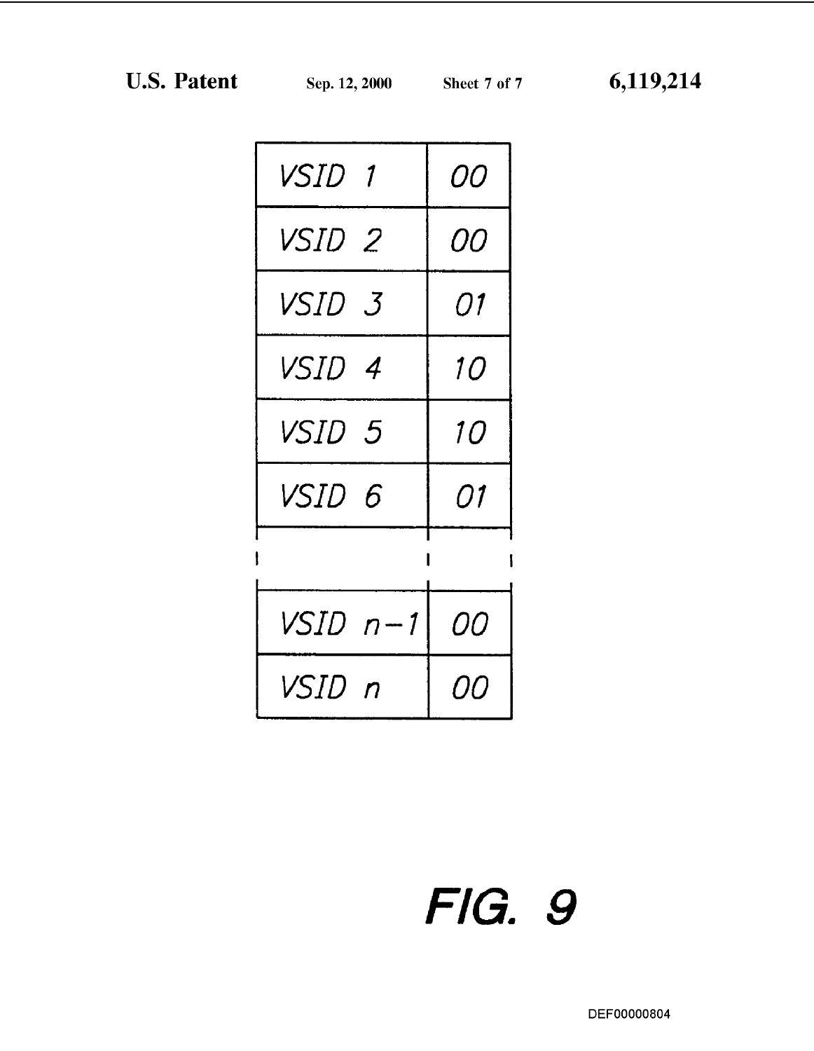| | |
|---|---|
| VSID 1 | 00 |
| VSID 2 | 00 |
| VSID 3 | 01 |
| VSID 4 | 10 |
| VSID 5 | 10 |
| VSID 6 | 01 |
| ⋮ | ⋮ |
| VSID n−1 | 00 |
| VSID n | 00 |

FIG. 9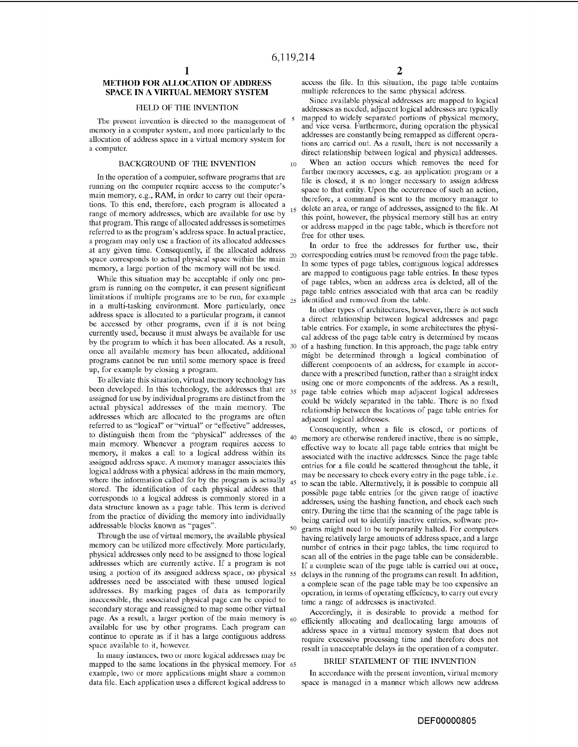# METHOD FOR ALLOCATION OF ADDRESS SPACE IN A VIRTUAL MEMORY SYSTEM

## FIELD OF THE INVENTION

The present invention is directed to the management of memory in a computer system, and more particularly to the allocation of address space in a virtual memory system for a computer.

## BACKGROUND OF THE INVENTION

In the operation of a computer, software programs that are running on the computer require access to the computer's main memory, e.g., RAM, in order to carry out their operations. To this end, therefore, each program is allocated a range of memory addresses, which are available for use by that program. This range of allocated addresses is sometimes referred to as the program's address space. In actual practice, a program may only use a fraction of its allocated addresses at any given time. Consequently, if the allocated address space corresponds to actual physical space within the main memory, a large portion of the memory will not be used.

While this situation may be acceptable if only one program is running on the computer, it can present significant limitations if multiple programs are to be run, for example in a multi-tasking environment. More particularly, once address space is allocated to a particular program, it cannot be accessed by other programs, even if it is not being currently used, because it must always be available for use by the program to which it has been allocated. As a result, once all available memory has been allocated, additional programs cannot be run until some memory space is freed up, for example by closing a program.

To alleviate this situation, virtual memory technology has been developed. In this technology, the addresses that are assigned for use by individual programs are distinct from the actual physical addresses of the main memory. The addresses which are allocated to the programs are often referred to as "logical" or "virtual" or "effective" addresses, to distinguish them from the "physical" addresses of the main memory. Whenever a program requires access to memory, it makes a call to a logical address within its assigned address space. A memory manager associates this logical address with a physical address in the main memory, where the information called for by the program is actually stored. The identification of each physical address that corresponds to a logical address is commonly stored in a data structure known as a page table. This term is derived from the practice of dividing the memory into individually addressable blocks known as "pages".

Through the use of virtual memory, the available physical memory can be utilized more effectively. More particularly, physical addresses only need to be assigned to those logical addresses which are currently active. If a program is not using a portion of its assigned address space, no physical addresses need be associated with these unused logical addresses. By marking pages of data as temporarily inaccessible, the associated physical page can be copied to secondary storage and reassigned to map some other virtual page. As a result, a larger portion of the main memory is available for use by other programs. Each program can continue to operate as if it has a large contiguous address space available to it, however.

In many instances, two or more logical addresses may be mapped to the same locations in the physical memory. For example, two or more applications might share a common data file. Each application uses a different logical address to access the file. In this situation, the page table contains multiple references to the same physical address.

Since available physical addresses are mapped to logical addresses as needed, adjacent logical addresses are typically mapped to widely separated portions of physical memory, and vice versa. Furthermore, during operation the physical addresses are constantly being remapped as different operations are carried out. As a result, there is not necessarily a direct relationship between logical and physical addresses.

When an action occurs which removes the need for further memory accesses, e.g. an application program or a file is closed, it is no longer necessary to assign address space to that entity. Upon the occurrence of such an action, therefore, a command is sent to the memory manager to delete an area, or range of addresses, assigned to the file. At this point, however, the physical memory still has an entry or address mapped in the page table, which is therefore not free for other uses.

In order to free the addresses for further use, their corresponding entries must be removed from the page table. In some types of page tables, contiguous logical addresses are mapped to contiguous page table entries. In these types of page tables, when an address area is deleted, all of the page table entries associated with that area can be readily identified and removed from the table.

In other types of architectures, however, there is not such a direct relationship between logical addresses and page table entries. For example, in some architectures the physical address of the page table entry is determined by means of a hashing function. In this approach, the page table entry might be determined through a logical combination of different components of an address, for example in accordance with a prescribed function, rather than a straight index using one or more components of the address. As a result, page table entries which map adjacent logical addresses could be widely separated in the table. There is no fixed relationship between the locations of page table entries for adjacent logical addresses.

Consequently, when a file is closed, or portions of memory are otherwise rendered inactive, there is no simple, effective way to locate all page table entries that might be associated with the inactive addresses. Since the page table entries for a file could be scattered throughout the table, it may be necessary to check every entry in the page table, i.e. to scan the table. Alternatively, it is possible to compute all possible page table entries for the given range of inactive addresses, using the hashing function, and check each such entry. During the time that the scanning of the page table is being carried out to identify inactive entries, software programs might need to be temporarily halted. For computers having relatively large amounts of address space, and a large number of entries in their page tables, the time required to scan all of the entries in the page table can be considerable. If a complete scan of the page table is carried out at once, delays in the running of the programs can result. In addition, a complete scan of the page table may be too expensive an operation, in terms of operating efficiency, to carry out every time a range of addresses is inactivated.

Accordingly, it is desirable to provide a method for efficiently allocating and deallocating large amounts of address space in a virtual memory system that does not require excessive processing time and therefore does not result in unacceptable delays in the operation of a computer.

## BRIEF STATEMENT OF THE INVENTION

In accordance with the present invention, virtual memory space is managed in a manner which allows new address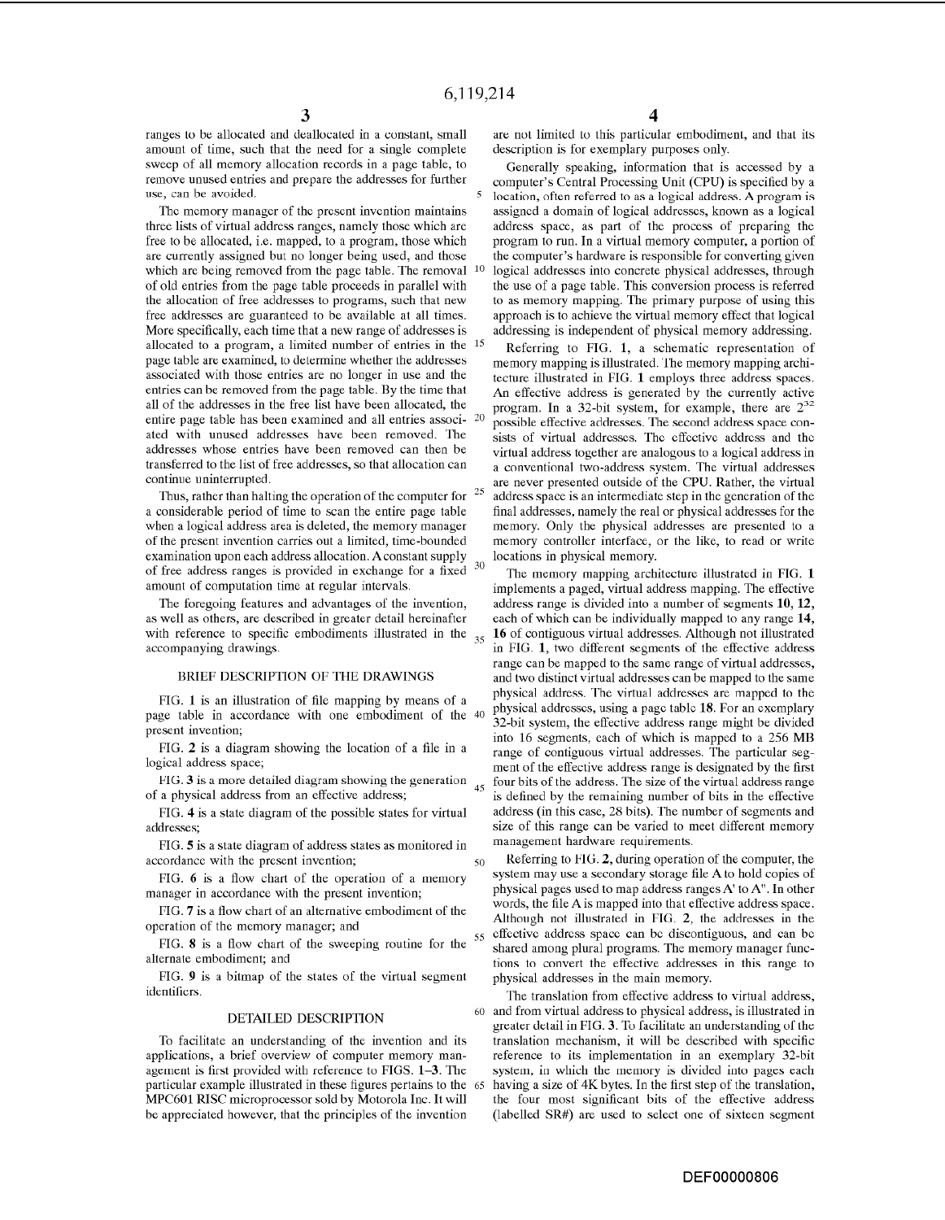ranges to be allocated and deallocated in a constant, small amount of time, such that the need for a single complete sweep of all memory allocation records in a page table, to remove unused entries and prepare the addresses for further use, can be avoided.

The memory manager of the present invention maintains three lists of virtual address ranges, namely those which are free to be allocated, i.e. mapped, to a program, those which are currently assigned but no longer being used, and those which are being removed from the page table. The removal of old entries from the page table proceeds in parallel with the allocation of free addresses to programs, such that new free addresses are guaranteed to be available at all times. More specifically, each time that a new range of addresses is allocated to a program, a limited number of entries in the page table are examined, to determine whether the addresses associated with those entries are no longer in use and the entries can be removed from the page table. By the time that all of the addresses in the free list have been allocated, the entire page table has been examined and all entries associated with unused addresses have been removed. The addresses whose entries have been removed can then be transferred to the list of free addresses, so that allocation can continue uninterrupted.

Thus, rather than halting the operation of the computer for a considerable period of time to scan the entire page table when a logical address area is deleted, the memory manager of the present invention carries out a limited, time-bounded examination upon each address allocation. A constant supply of free address ranges is provided in exchange for a fixed amount of computation time at regular intervals.

The foregoing features and advantages of the invention, as well as others, are described in greater detail hereinafter with reference to specific embodiments illustrated in the accompanying drawings.

## BRIEF DESCRIPTION OF THE DRAWINGS

FIG. **1** is an illustration of file mapping by means of a page table in accordance with one embodiment of the present invention;

FIG. **2** is a diagram showing the location of a file in a logical address space;

FIG. **3** is a more detailed diagram showing the generation of a physical address from an effective address;

FIG. **4** is a state diagram of the possible states for virtual addresses;

FIG. **5** is a state diagram of address states as monitored in accordance with the present invention;

FIG. **6** is a flow chart of the operation of a memory manager in accordance with the present invention;

FIG. **7** is a flow chart of an alternative embodiment of the operation of the memory manager; and

FIG. **8** is a flow chart of the sweeping routine for the alternate embodiment; and

FIG. **9** is a bitmap of the states of the virtual segment identifiers.

## DETAILED DESCRIPTION

To facilitate an understanding of the invention and its applications, a brief overview of computer memory management is first provided with reference to FIGS. **1–3**. The particular example illustrated in these figures pertains to the MPC601 RISC microprocessor sold by Motorola Inc. It will be appreciated however, that the principles of the invention are not limited to this particular embodiment, and that its description is for exemplary purposes only.

Generally speaking, information that is accessed by a computer's Central Processing Unit (CPU) is specified by a location, often referred to as a logical address. A program is assigned a domain of logical addresses, known as a logical address space, as part of the process of preparing the program to run. In a virtual memory computer, a portion of the computer's hardware is responsible for converting given logical addresses into concrete physical addresses, through the use of a page table. This conversion process is referred to as memory mapping. The primary purpose of using this approach is to achieve the virtual memory effect that logical addressing is independent of physical memory addressing.

Referring to FIG. **1**, a schematic representation of memory mapping is illustrated. The memory mapping architecture illustrated in FIG. **1** employs three address spaces. An effective address is generated by the currently active program. In a 32-bit system, for example, there are $2^{32}$ possible effective addresses. The second address space consists of virtual addresses. The effective address and the virtual address together are analogous to a logical address in a conventional two-address system. The virtual addresses are never presented outside of the CPU. Rather, the virtual address space is an intermediate step in the generation of the final addresses, namely the real or physical addresses for the memory. Only the physical addresses are presented to a memory controller interface, or the like, to read or write locations in physical memory.

The memory mapping architecture illustrated in FIG. **1** implements a paged, virtual address mapping. The effective address range is divided into a number of segments **10**, **12**, each of which can be individually mapped to any range **14**, **16** of contiguous virtual addresses. Although not illustrated in FIG. **1**, two different segments of the effective address range can be mapped to the same range of virtual addresses, and two distinct virtual addresses can be mapped to the same physical address. The virtual addresses are mapped to the physical addresses, using a page table **18**. For an exemplary 32-bit system, the effective address range might be divided into 16 segments, each of which is mapped to a 256 MB range of contiguous virtual addresses. The particular segment of the effective address range is designated by the first four bits of the address. The size of the virtual address range is defined by the remaining number of bits in the effective address (in this case, 28 bits). The number of segments and size of this range can be varied to meet different memory management hardware requirements.

Referring to FIG. **2**, during operation of the computer, the system may use a secondary storage file A to hold copies of physical pages used to map address ranges A' to A". In other words, the file A is mapped into that effective address space. Although not illustrated in FIG. **2**, the addresses in the effective address space can be discontiguous, and can be shared among plural programs. The memory manager functions to convert the effective addresses in this range to physical addresses in the main memory.

The translation from effective address to virtual address, and from virtual address to physical address, is illustrated in greater detail in FIG. **3**. To facilitate an understanding of the translation mechanism, it will be described with specific reference to its implementation in an exemplary 32-bit system, in which the memory is divided into pages each having a size of 4K bytes. In the first step of the translation, the four most significant bits of the effective address (labelled SR#) are used to select one of sixteen segment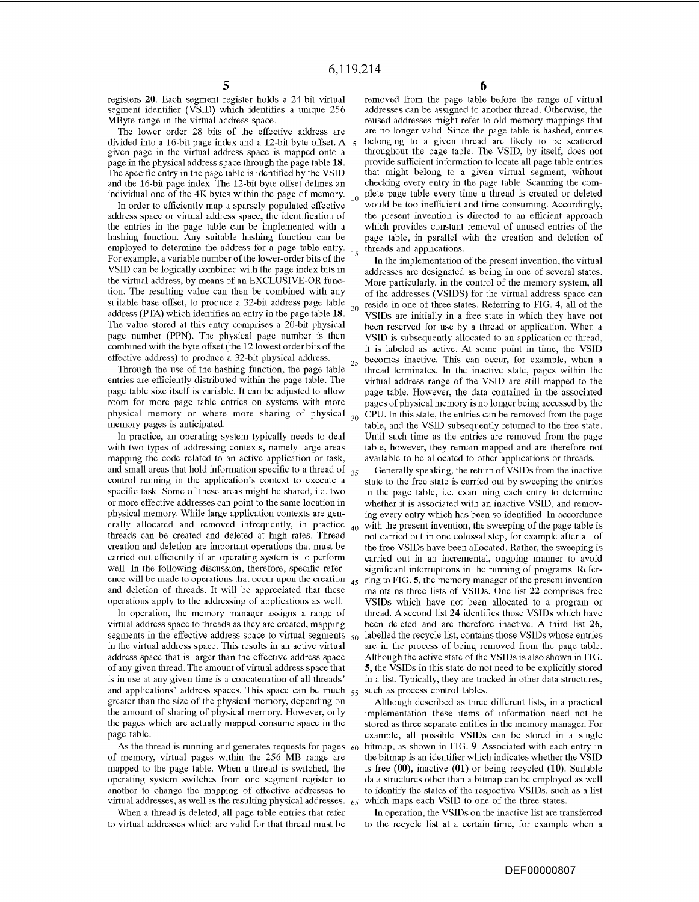registers **20**. Each segment register holds a 24-bit virtual segment identifier (VSID) which identifies a unique 256 MByte range in the virtual address space.

The lower order 28 bits of the effective address are divided into a 16-bit page index and a 12-bit byte offset. A given page in the virtual address space is mapped onto a page in the physical address space through the page table **18**. The specific entry in the page table is identified by the VSID and the 16-bit page index. The 12-bit byte offset defines an individual one of the 4K bytes within the page of memory.

In order to efficiently map a sparsely populated effective address space or virtual address space, the identification of the entries in the page table can be implemented with a hashing function. Any suitable hashing function can be employed to determine the address for a page table entry. For example, a variable number of the lower-order bits of the VSID can be logically combined with the page index bits in the virtual address, by means of an EXCLUSIVE-OR function. The resulting value can then be combined with any suitable base offset, to produce a 32-bit address page table address (PTA) which identifies an entry in the page table **18**. The value stored at this entry comprises a 20-bit physical page number (PPN). The physical page number is then combined with the byte offset (the 12 lowest order bits of the effective address) to produce a 32-bit physical address.

Through the use of the hashing function, the page table entries are efficiently distributed within the page table. The page table size itself is variable. It can be adjusted to allow room for more page table entries on systems with more physical memory or where more sharing of physical memory pages is anticipated.

In practice, an operating system typically needs to deal with two types of addressing contexts, namely large areas mapping the code related to an active application or task, and small areas that hold information specific to a thread of control running in the application's context to execute a specific task. Some of these areas might be shared, i.e. two or more effective addresses can point to the same location in physical memory. While large application contexts are generally allocated and removed infrequently, in practice threads can be created and deleted at high rates. Thread creation and deletion are important operations that must be carried out efficiently if an operating system is to perform well. In the following discussion, therefore, specific reference will be made to operations that occur upon the creation and deletion of threads. It will be appreciated that these operations apply to the addressing of applications as well.

In operation, the memory manager assigns a range of virtual address space to threads as they are created, mapping segments in the effective address space to virtual segments in the virtual address space. This results in an active virtual address space that is larger than the effective address space of any given thread. The amount of virtual address space that is in use at any given time is a concatenation of all threads' and applications' address spaces. This space can be much greater than the size of the physical memory, depending on the amount of sharing of physical memory. However, only the pages which are actually mapped consume space in the page table.

As the thread is running and generates requests for pages of memory, virtual pages within the 256 MB range are mapped to the page table. When a thread is switched, the operating system switches from one segment register to another to change the mapping of effective addresses to virtual addresses, as well as the resulting physical addresses.

When a thread is deleted, all page table entries that refer to virtual addresses which are valid for that thread must be removed from the page table before the range of virtual addresses can be assigned to another thread. Otherwise, the reused addresses might refer to old memory mappings that are no longer valid. Since the page table is hashed, entries belonging to a given thread are likely to be scattered throughout the page table. The VSID, by itself, does not provide sufficient information to locate all page table entries that might belong to a given virtual segment, without checking every entry in the page table. Scanning the complete page table every time a thread is created or deleted would be too inefficient and time consuming. Accordingly, the present invention is directed to an efficient approach which provides constant removal of unused entries of the page table, in parallel with the creation and deletion of threads and applications.

In the implementation of the present invention, the virtual addresses are designated as being in one of several states. More particularly, in the control of the memory system, all of the addresses (VSIDS) for the virtual address space can reside in one of three states. Referring to FIG. **4**, all of the VSIDs are initially in a free state in which they have not been reserved for use by a thread or application. When a VSID is subsequently allocated to an application or thread, it is labeled as active. At some point in time, the VSID becomes inactive. This can occur, for example, when a thread terminates. In the inactive state, pages within the virtual address range of the VSID are still mapped to the page table. However, the data contained in the associated pages of physical memory is no longer being accessed by the CPU. In this state, the entries can be removed from the page table, and the VSID subsequently returned to the free state. Until such time as the entries are removed from the page table, however, they remain mapped and are therefore not available to be allocated to other applications or threads.

Generally speaking, the return of VSIDs from the inactive state to the free state is carried out by sweeping the entries in the page table, i.e. examining each entry to determine whether it is associated with an inactive VSID, and removing every entry which has been so identified. In accordance with the present invention, the sweeping of the page table is not carried out in one colossal step, for example after all of the free VSIDs have been allocated. Rather, the sweeping is carried out in an incremental, ongoing manner to avoid significant interruptions in the running of programs. Referring to FIG. **5**, the memory manager of the present invention maintains three lists of VSIDs. One list **22** comprises free VSIDs which have not been allocated to a program or thread. A second list **24** identifies those VSIDs which have been deleted and are therefore inactive. A third list **26**, labelled the recycle list, contains those VSIDs whose entries are in the process of being removed from the page table. Although the active state of the VSIDs is also shown in FIG. **5**, the VSIDs in this state do not need to be explicitly stored in a list. Typically, they are tracked in other data structures, such as process control tables.

Although described as three different lists, in a practical implementation these items of information need not be stored as three separate entities in the memory manager. For example, all possible VSIDs can be stored in a single bitmap, as shown in FIG. **9**. Associated with each entry in the bitmap is an identifier which indicates whether the VSID is free (**00**), inactive (**01**) or being recycled (**10**). Suitable data structures other than a bitmap can be employed as well to identify the states of the respective VSIDs, such as a list which maps each VSID to one of the three states.

In operation, the VSIDs on the inactive list are transferred to the recycle list at a certain time, for example when a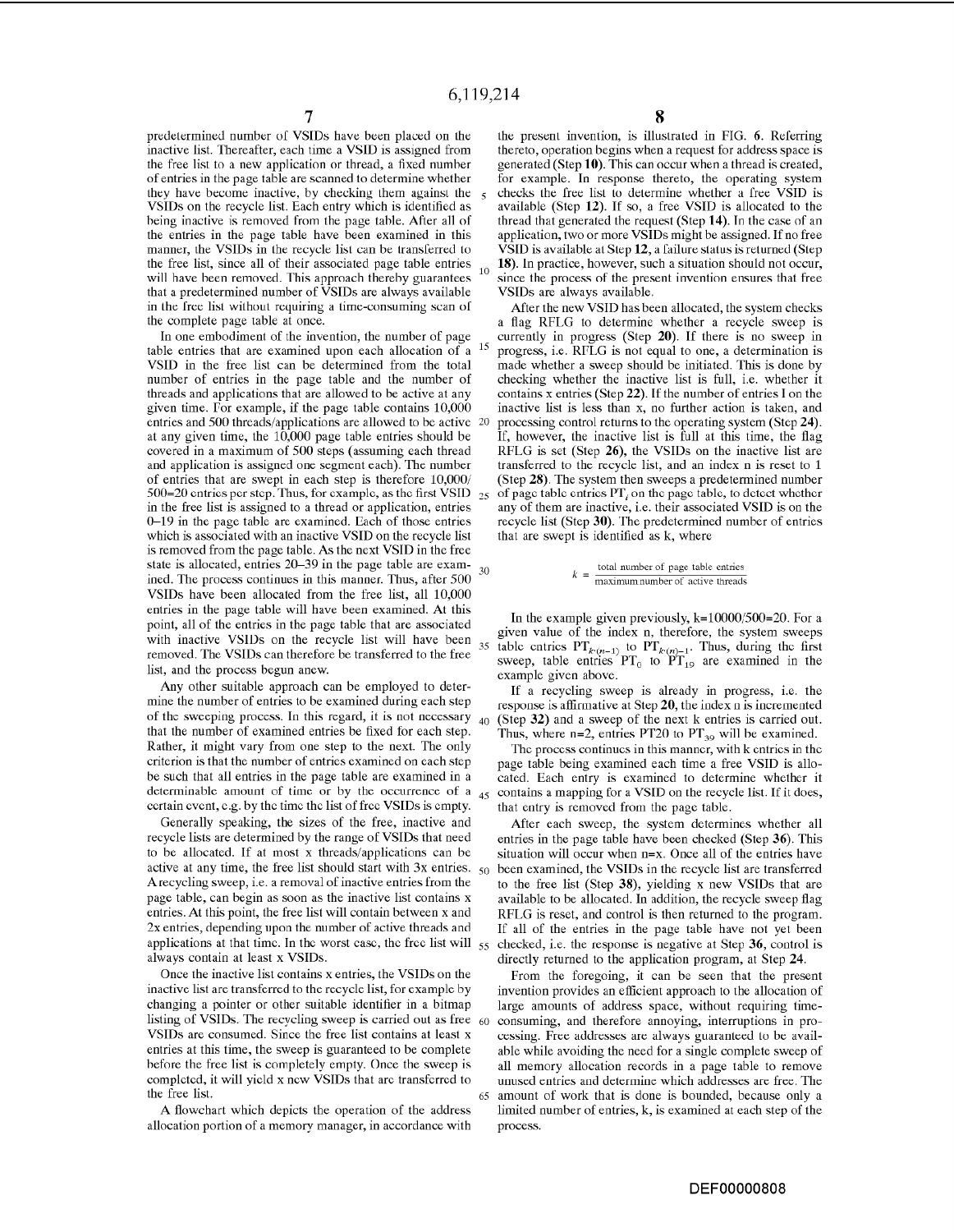predetermined number of VSIDs have been placed on the inactive list. Thereafter, each time a VSID is assigned from the free list to a new application or thread, a fixed number of entries in the page table are scanned to determine whether they have become inactive, by checking them against the VSIDs on the recycle list. Each entry which is identified as being inactive is removed from the page table. After all of the entries in the page table have been examined in this manner, the VSIDs in the recycle list can be transferred to the free list, since all of their associated page table entries will have been removed. This approach thereby guarantees that a predetermined number of VSIDs are always available in the free list without requiring a time-consuming scan of the complete page table at once.

In one embodiment of the invention, the number of page table entries that are examined upon each allocation of a VSID in the free list can be determined from the total number of entries in the page table and the number of threads and applications that are allowed to be active at any given time. For example, if the page table contains 10,000 entries and 500 threads/applications are allowed to be active at any given time, the 10,000 page table entries should be covered in a maximum of 500 steps (assuming each thread and application is assigned one segment each). The number of entries that are swept in each step is therefore 10,000/500=20 entries per step. Thus, for example, as the first VSID in the free list is assigned to a thread or application, entries 0–19 in the page table are examined. Each of those entries which is associated with an inactive VSID on the recycle list is removed from the page table. As the next VSID in the free state is allocated, entries 20–39 in the page table are examined. The process continues in this manner. Thus, after 500 VSIDs have been allocated from the free list, all 10,000 entries in the page table will have been examined. At this point, all of the entries in the page table that are associated with inactive VSIDs on the recycle list will have been removed. The VSIDs can therefore be transferred to the free list, and the process begun anew.

Any other suitable approach can be employed to determine the number of entries to be examined during each step of the sweeping process. In this regard, it is not necessary that the number of examined entries be fixed for each step. Rather, it might vary from one step to the next. The only criterion is that the number of entries examined on each step be such that all entries in the page table are examined in a determinable amount of time or by the occurrence of a certain event, e.g. by the time the list of free VSIDs is empty.

Generally speaking, the sizes of the free, inactive and recycle lists are determined by the range of VSIDs that need to be allocated. If at most x threads/applications can be active at any time, the free list should start with 3x entries. A recycling sweep, i.e. a removal of inactive entries from the page table, can begin as soon as the inactive list contains x entries. At this point, the free list will contain between x and 2x entries, depending upon the number of active threads and applications at that time. In the worst case, the free list will always contain at least x VSIDs.

Once the inactive list contains x entries, the VSIDs on the inactive list are transferred to the recycle list, for example by changing a pointer or other suitable identifier in a bitmap listing of VSIDs. The recycling sweep is carried out as free VSIDs are consumed. Since the free list contains at least x entries at this time, the sweep is guaranteed to be complete before the free list is completely empty. Once the sweep is completed, it will yield x new VSIDs that are transferred to the free list.

A flowchart which depicts the operation of the address allocation portion of a memory manager, in accordance with the present invention, is illustrated in FIG. 6. Referring thereto, operation begins when a request for address space is generated (Step **10**). This can occur when a thread is created, for example. In response thereto, the operating system checks the free list to determine whether a free VSID is available (Step **12**). If so, a free VSID is allocated to the thread that generated the request (Step **14**). In the case of an application, two or more VSIDs might be assigned. If no free VSID is available at Step **12**, a failure status is returned (Step **18**). In practice, however, such a situation should not occur, since the process of the present invention ensures that free VSIDs are always available.

After the new VSID has been allocated, the system checks a flag RFLG to determine whether a recycle sweep is currently in progress (Step **20**). If there is no sweep in progress, i.e. RFLG is not equal to one, a determination is made whether a sweep should be initiated. This is done by checking whether the inactive list is full, i.e. whether it contains x entries (Step **22**). If the number of entries I on the inactive list is less than x, no further action is taken, and processing control returns to the operating system (Step **24**). If, however, the inactive list is full at this time, the flag RFLG is set (Step **26**), the VSIDs on the inactive list are transferred to the recycle list, and an index n is reset to 1 (Step **28**). The system then sweeps a predetermined number of page table entries $PT_i$ on the page table, to detect whether any of them are inactive, i.e. their associated VSID is on the recycle list (Step **30**). The predetermined number of entries that are swept is identified as k, where

$$k = \frac{\text{total number of page table entries}}{\text{maximum number of active threads}}$$

In the example given previously, k=10000/500=20. For a given value of the index n, therefore, the system sweeps table entries $PT_{k \cdot (n-1)}$ to $PT_{k \cdot (n)-1}$. Thus, during the first sweep, table entries $PT_0$ to $PT_{19}$ are examined in the example given above.

If a recycling sweep is already in progress, i.e. the response is affirmative at Step **20**, the index n is incremented (Step **32**) and a sweep of the next k entries is carried out. Thus, where n=2, entries PT20 to $PT_{39}$ will be examined.

The process continues in this manner, with k entries in the page table being examined each time a free VSID is allocated. Each entry is examined to determine whether it contains a mapping for a VSID on the recycle list. If it does, that entry is removed from the page table.

After each sweep, the system determines whether all entries in the page table have been checked (Step **36**). This situation will occur when n=x. Once all of the entries have been examined, the VSIDs in the recycle list are transferred to the free list (Step **38**), yielding x new VSIDs that are available to be allocated. In addition, the recycle sweep flag RFLG is reset, and control is then returned to the program. If all of the entries in the page table have not yet been checked, i.e. the response is negative at Step **36**, control is directly returned to the application program, at Step **24**.

From the foregoing, it can be seen that the present invention provides an efficient approach to the allocation of large amounts of address space, without requiring time-consuming, and therefore annoying, interruptions in processing. Free addresses are always guaranteed to be available while avoiding the need for a single complete sweep of all memory allocation records in a page table to remove unused entries and determine which addresses are free. The amount of work that is done is bounded, because only a limited number of entries, k, is examined at each step of the process.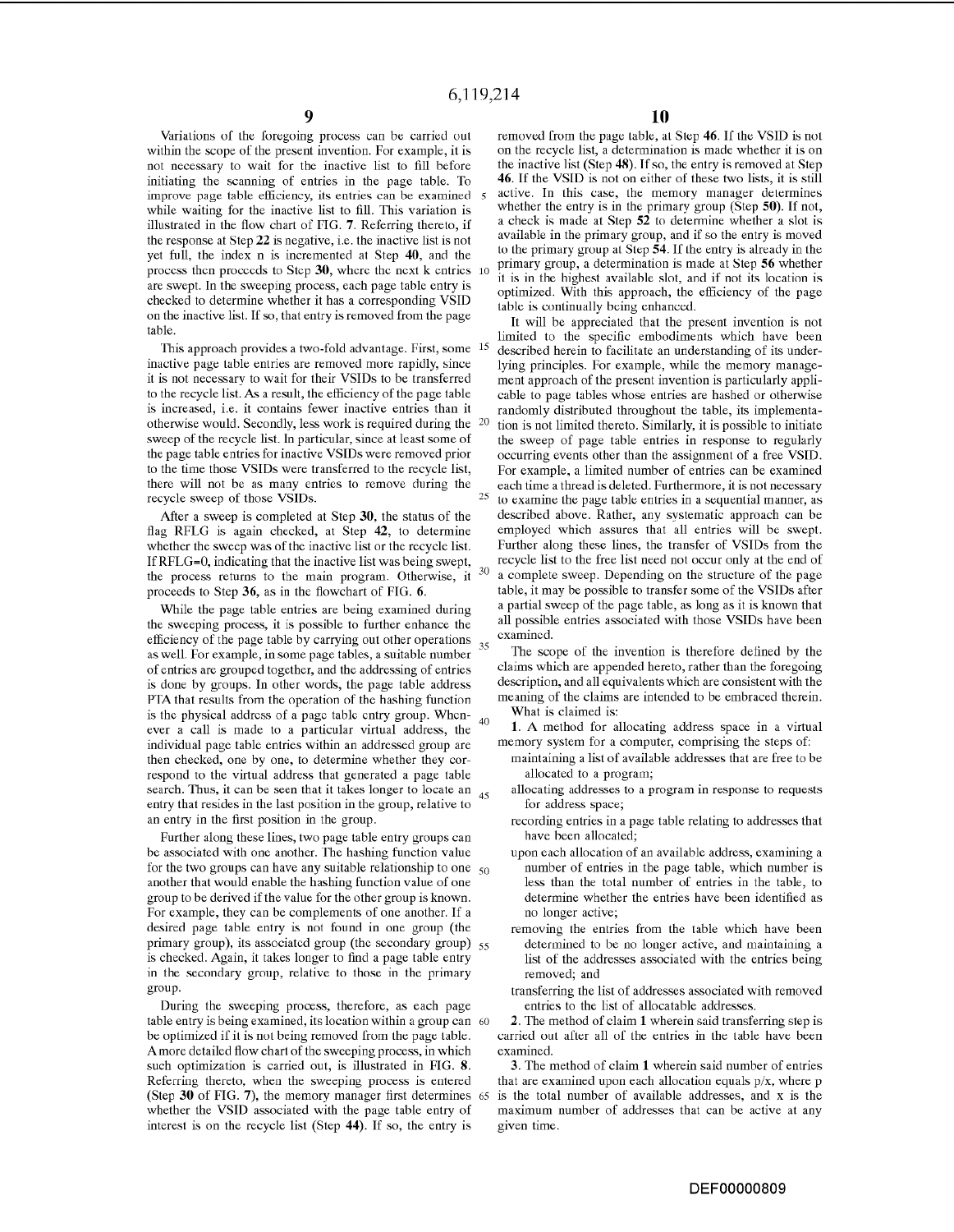Variations of the foregoing process can be carried out within the scope of the present invention. For example, it is not necessary to wait for the inactive list to fill before initiating the scanning of entries in the page table. To improve page table efficiency, its entries can be examined while waiting for the inactive list to fill. This variation is illustrated in the flow chart of FIG. 7. Referring thereto, if the response at Step 22 is negative, i.e. the inactive list is not yet full, the index n is incremented at Step 40, and the process then proceeds to Step 30, where the next k entries are swept. In the sweeping process, each page table entry is checked to determine whether it has a corresponding VSID on the inactive list. If so, that entry is removed from the page table.

This approach provides a two-fold advantage. First, some inactive page table entries are removed more rapidly, since it is not necessary to wait for their VSIDs to be transferred to the recycle list. As a result, the efficiency of the page table is increased, i.e. it contains fewer inactive entries than it otherwise would. Secondly, less work is required during the sweep of the recycle list. In particular, since at least some of the page table entries for inactive VSIDs were removed prior to the time those VSIDs were transferred to the recycle list, there will not be as many entries to remove during the recycle sweep of those VSIDs.

After a sweep is completed at Step 30, the status of the flag RFLG is again checked, at Step 42, to determine whether the sweep was of the inactive list or the recycle list. If RFLG=0, indicating that the inactive list was being swept, the process returns to the main program. Otherwise, it proceeds to Step 36, as in the flowchart of FIG. 6.

While the page table entries are being examined during the sweeping process, it is possible to further enhance the efficiency of the page table by carrying out other operations as well. For example, in some page tables, a suitable number of entries are grouped together, and the addressing of entries is done by groups. In other words, the page table address PTA that results from the operation of the hashing function is the physical address of a page table entry group. Whenever a call is made to a particular virtual address, the individual page table entries within an addressed group are then checked, one by one, to determine whether they correspond to the virtual address that generated a page table search. Thus, it can be seen that it takes longer to locate an entry that resides in the last position in the group, relative to an entry in the first position in the group.

Further along these lines, two page table entry groups can be associated with one another. The hashing function value for the two groups can have any suitable relationship to one another that would enable the hashing function value of one group to be derived if the value for the other group is known. For example, they can be complements of one another. If a desired page table entry is not found in one group (the primary group), its associated group (the secondary group) is checked. Again, it takes longer to find a page table entry in the secondary group, relative to those in the primary group.

During the sweeping process, therefore, as each page table entry is being examined, its location within a group can be optimized if it is not being removed from the page table. A more detailed flow chart of the sweeping process, in which such optimization is carried out, is illustrated in FIG. 8. Referring thereto, when the sweeping process is entered (Step 30 of FIG. 7), the memory manager first determines whether the VSID associated with the page table entry of interest is on the recycle list (Step 44). If so, the entry is removed from the page table, at Step 46. If the VSID is not on the recycle list, a determination is made whether it is on the inactive list (Step 48). If so, the entry is removed at Step 46. If the VSID is not on either of these two lists, it is still active. In this case, the memory manager determines whether the entry is in the primary group (Step 50). If not, a check is made at Step 52 to determine whether a slot is available in the primary group, and if so the entry is moved to the primary group at Step 54. If the entry is already in the primary group, a determination is made at Step 56 whether it is in the highest available slot, and if not its location is optimized. With this approach, the efficiency of the page table is continually being enhanced.

It will be appreciated that the present invention is not limited to the specific embodiments which have been described herein to facilitate an understanding of its underlying principles. For example, while the memory management approach of the present invention is particularly applicable to page tables whose entries are hashed or otherwise randomly distributed throughout the table, its implementation is not limited thereto. Similarly, it is possible to initiate the sweep of page table entries in response to regularly occurring events other than the assignment of a free VSID. For example, a limited number of entries can be examined each time a thread is deleted. Furthermore, it is not necessary to examine the page table entries in a sequential manner, as described above. Rather, any systematic approach can be employed which assures that all entries will be swept. Further along these lines, the transfer of VSIDs from the recycle list to the free list need not occur only at the end of a complete sweep. Depending on the structure of the page table, it may be possible to transfer some of the VSIDs after a partial sweep of the page table, as long as it is known that all possible entries associated with those VSIDs have been examined.

The scope of the invention is therefore defined by the claims which are appended hereto, rather than the foregoing description, and all equivalents which are consistent with the meaning of the claims are intended to be embraced therein.

What is claimed is:

1. A method for allocating address space in a virtual memory system for a computer, comprising the steps of:
   - maintaining a list of available addresses that are free to be allocated to a program;
   - allocating addresses to a program in response to requests for address space;
   - recording entries in a page table relating to addresses that have been allocated;
   - upon each allocation of an available address, examining a number of entries in the page table, which number is less than the total number of entries in the table, to determine whether the entries have been identified as no longer active;
   - removing the entries from the table which have been determined to be no longer active, and maintaining a list of the addresses associated with the entries being removed; and
   - transferring the list of addresses associated with removed entries to the list of allocatable addresses.

2. The method of claim 1 wherein said transferring step is carried out after all of the entries in the table have been examined.

3. The method of claim 1 wherein said number of entries that are examined upon each allocation equals $p/x$, where $p$ is the total number of available addresses, and $x$ is the maximum number of addresses that can be active at any given time.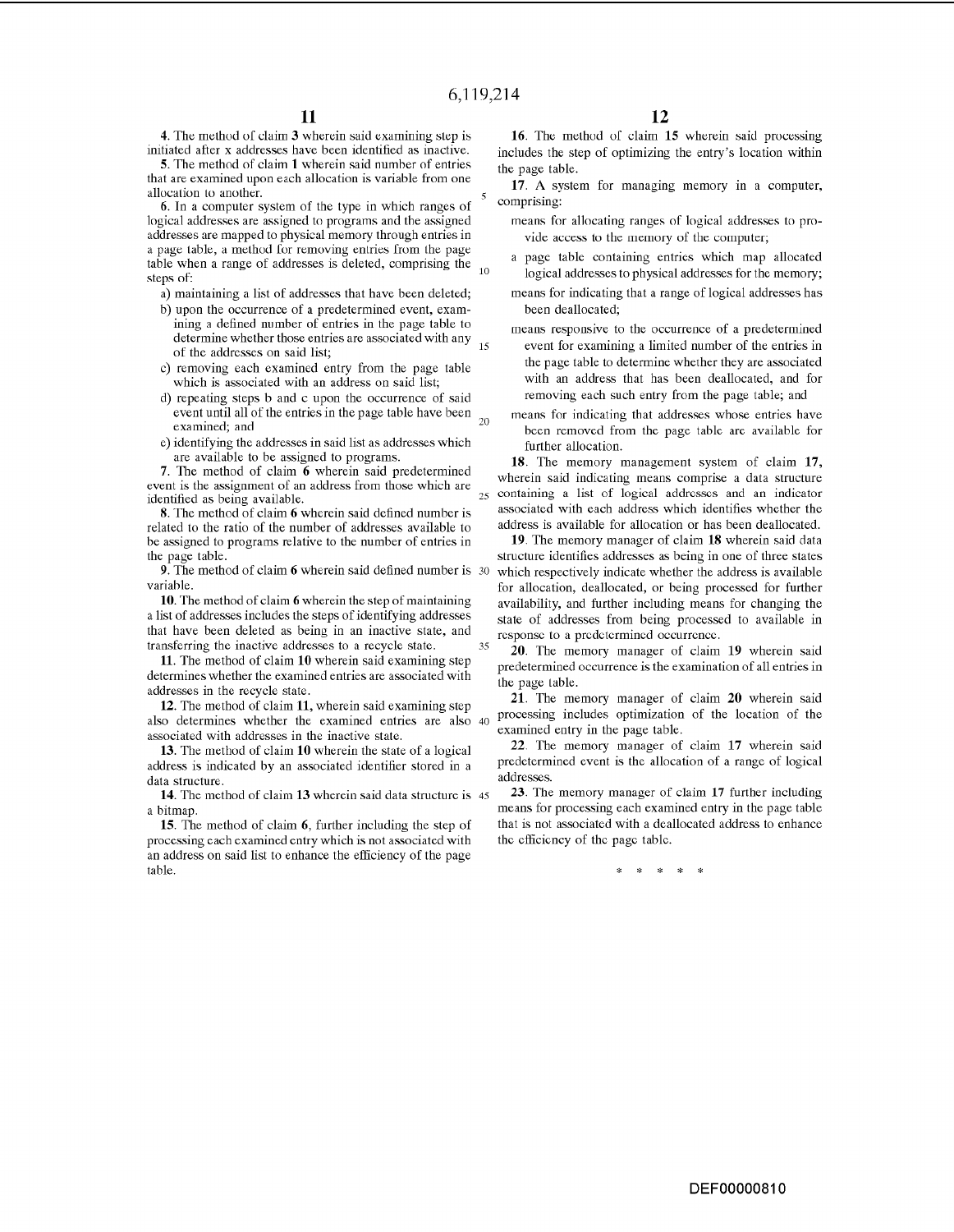4. The method of claim 3 wherein said examining step is initiated after x addresses have been identified as inactive.

5. The method of claim 1 wherein said number of entries that are examined upon each allocation is variable from one allocation to another.

6. In a computer system of the type in which ranges of logical addresses are assigned to programs and the assigned addresses are mapped to physical memory through entries in a page table, a method for removing entries from the page table when a range of addresses is deleted, comprising the steps of:

a) maintaining a list of addresses that have been deleted;

b) upon the occurrence of a predetermined event, examining a defined number of entries in the page table to determine whether those entries are associated with any of the addresses on said list;

c) removing each examined entry from the page table which is associated with an address on said list;

d) repeating steps b and c upon the occurrence of said event until all of the entries in the page table have been examined; and

e) identifying the addresses in said list as addresses which are available to be assigned to programs.

7. The method of claim 6 wherein said predetermined event is the assignment of an address from those which are identified as being available.

8. The method of claim 6 wherein said defined number is related to the ratio of the number of addresses available to be assigned to programs relative to the number of entries in the page table.

9. The method of claim 6 wherein said defined number is variable.

10. The method of claim 6 wherein the step of maintaining a list of addresses includes the steps of identifying addresses that have been deleted as being in an inactive state, and transferring the inactive addresses to a recycle state.

11. The method of claim 10 wherein said examining step determines whether the examined entries are associated with addresses in the recycle state.

12. The method of claim 11, wherein said examining step also determines whether the examined entries are also associated with addresses in the inactive state.

13. The method of claim 10 wherein the state of a logical address is indicated by an associated identifier stored in a data structure.

14. The method of claim 13 wherein said data structure is a bitmap.

15. The method of claim 6, further including the step of processing each examined entry which is not associated with an address on said list to enhance the efficiency of the page table.

16. The method of claim 15 wherein said processing includes the step of optimizing the entry's location within the page table.

17. A system for managing memory in a computer, comprising:

means for allocating ranges of logical addresses to provide access to the memory of the computer;

a page table containing entries which map allocated logical addresses to physical addresses for the memory;

means for indicating that a range of logical addresses has been deallocated;

means responsive to the occurrence of a predetermined event for examining a limited number of the entries in the page table to determine whether they are associated with an address that has been deallocated, and for removing each such entry from the page table; and

means for indicating that addresses whose entries have been removed from the page table are available for further allocation.

18. The memory management system of claim 17, wherein said indicating means comprise a data structure containing a list of logical addresses and an indicator associated with each address which identifies whether the address is available for allocation or has been deallocated.

19. The memory manager of claim 18 wherein said data structure identifies addresses as being in one of three states which respectively indicate whether the address is available for allocation, deallocated, or being processed for further availability, and further including means for changing the state of addresses from being processed to available in response to a predetermined occurrence.

20. The memory manager of claim 19 wherein said predetermined occurrence is the examination of all entries in the page table.

21. The memory manager of claim 20 wherein said processing includes optimization of the location of the examined entry in the page table.

22. The memory manager of claim 17 wherein said predetermined event is the allocation of a range of logical addresses.

23. The memory manager of claim 17 further including means for processing each examined entry in the page table that is not associated with a deallocated address to enhance the efficiency of the page table.

* * * * *

DEF00000810